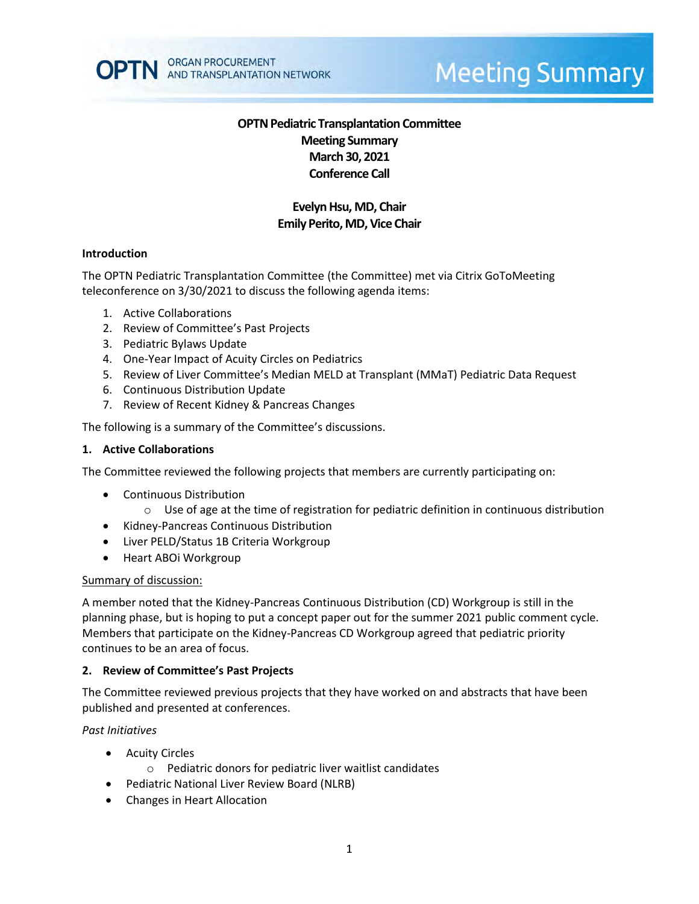# OPTN Pediatric Transplantation Committee
## Meeting Summary
## March 30, 2021
## Conference Call

**Evelyn Hsu, MD, Chair**
**Emily Perito, MD, Vice Chair**

### Introduction

The OPTN Pediatric Transplantation Committee (the Committee) met via Citrix GoToMeeting teleconference on 3/30/2021 to discuss the following agenda items:

1. Active Collaborations
2. Review of Committee's Past Projects
3. Pediatric Bylaws Update
4. One-Year Impact of Acuity Circles on Pediatrics
5. Review of Liver Committee's Median MELD at Transplant (MMaT) Pediatric Data Request
6. Continuous Distribution Update
7. Review of Recent Kidney & Pancreas Changes

The following is a summary of the Committee's discussions.

### 1. Active Collaborations

The Committee reviewed the following projects that members are currently participating on:

- Continuous Distribution
  - Use of age at the time of registration for pediatric definition in continuous distribution
- Kidney-Pancreas Continuous Distribution
- Liver PELD/Status 1B Criteria Workgroup
- Heart ABOi Workgroup

Summary of discussion:

A member noted that the Kidney-Pancreas Continuous Distribution (CD) Workgroup is still in the planning phase, but is hoping to put a concept paper out for the summer 2021 public comment cycle. Members that participate on the Kidney-Pancreas CD Workgroup agreed that pediatric priority continues to be an area of focus.

### 2. Review of Committee's Past Projects

The Committee reviewed previous projects that they have worked on and abstracts that have been published and presented at conferences.

*Past Initiatives*

- Acuity Circles
  - Pediatric donors for pediatric liver waitlist candidates
- Pediatric National Liver Review Board (NLRB)
- Changes in Heart Allocation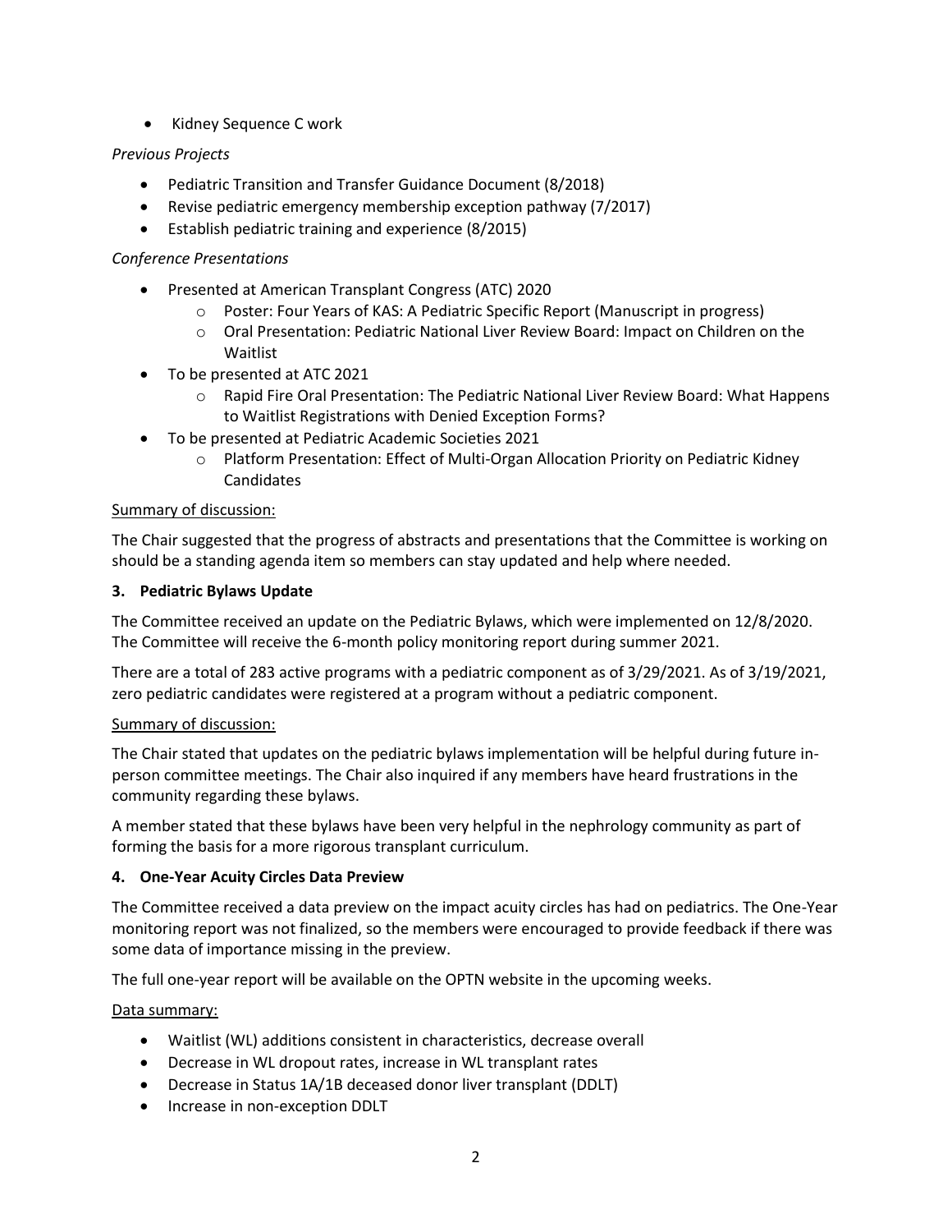- Kidney Sequence C work

*Previous Projects*

- Pediatric Transition and Transfer Guidance Document (8/2018)
- Revise pediatric emergency membership exception pathway (7/2017)
- Establish pediatric training and experience (8/2015)

*Conference Presentations*

- Presented at American Transplant Congress (ATC) 2020
  - Poster: Four Years of KAS: A Pediatric Specific Report (Manuscript in progress)
  - Oral Presentation: Pediatric National Liver Review Board: Impact on Children on the Waitlist
- To be presented at ATC 2021
  - Rapid Fire Oral Presentation: The Pediatric National Liver Review Board: What Happens to Waitlist Registrations with Denied Exception Forms?
- To be presented at Pediatric Academic Societies 2021
  - Platform Presentation: Effect of Multi-Organ Allocation Priority on Pediatric Kidney Candidates

Summary of discussion:

The Chair suggested that the progress of abstracts and presentations that the Committee is working on should be a standing agenda item so members can stay updated and help where needed.

**3. Pediatric Bylaws Update**

The Committee received an update on the Pediatric Bylaws, which were implemented on 12/8/2020. The Committee will receive the 6-month policy monitoring report during summer 2021.

There are a total of 283 active programs with a pediatric component as of 3/29/2021. As of 3/19/2021, zero pediatric candidates were registered at a program without a pediatric component.

Summary of discussion:

The Chair stated that updates on the pediatric bylaws implementation will be helpful during future in-person committee meetings. The Chair also inquired if any members have heard frustrations in the community regarding these bylaws.

A member stated that these bylaws have been very helpful in the nephrology community as part of forming the basis for a more rigorous transplant curriculum.

**4. One-Year Acuity Circles Data Preview**

The Committee received a data preview on the impact acuity circles has had on pediatrics. The One-Year monitoring report was not finalized, so the members were encouraged to provide feedback if there was some data of importance missing in the preview.

The full one-year report will be available on the OPTN website in the upcoming weeks.

Data summary:

- Waitlist (WL) additions consistent in characteristics, decrease overall
- Decrease in WL dropout rates, increase in WL transplant rates
- Decrease in Status 1A/1B deceased donor liver transplant (DDLT)
- Increase in non-exception DDLT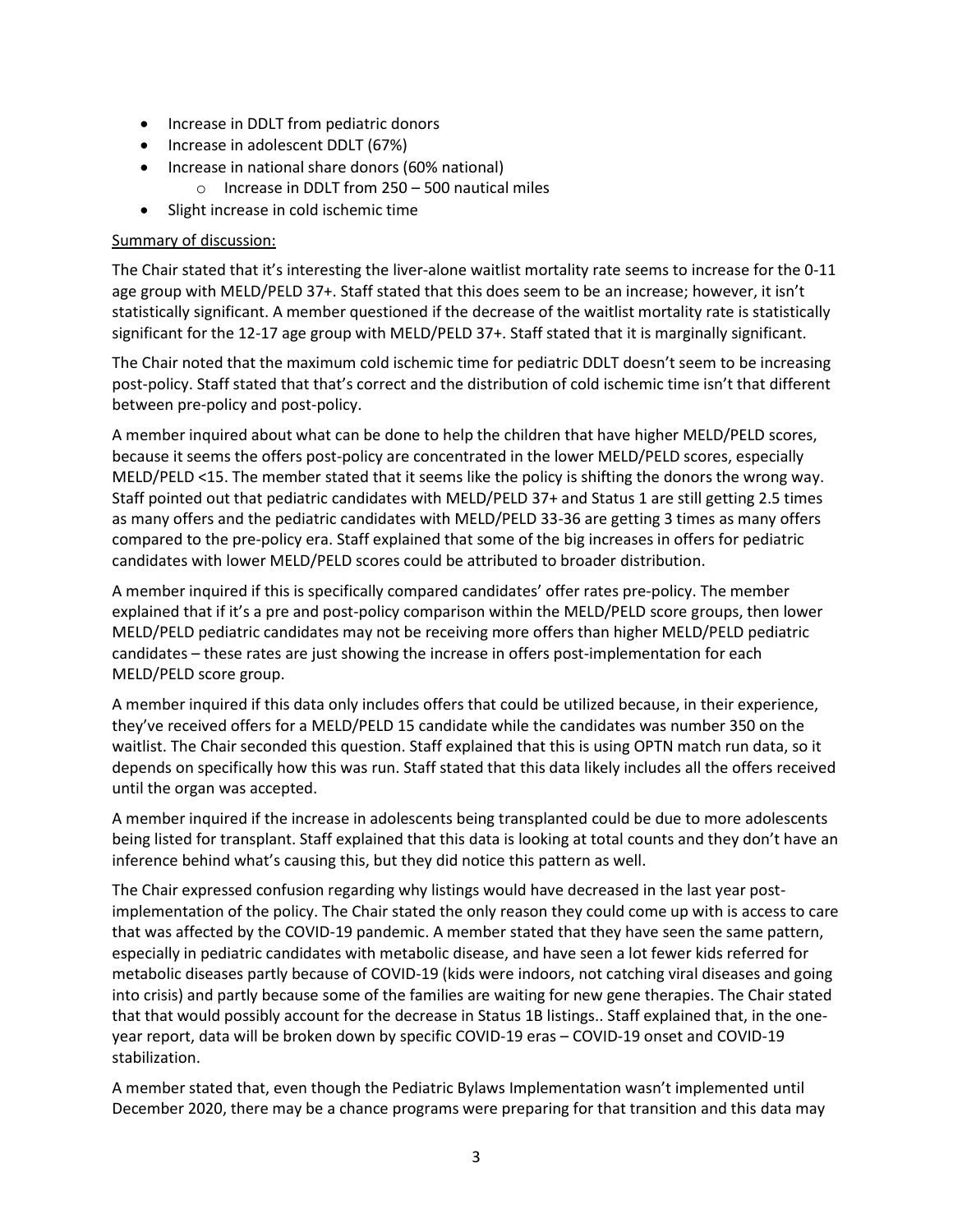- Increase in DDLT from pediatric donors
- Increase in adolescent DDLT (67%)
- Increase in national share donors (60% national)
    - Increase in DDLT from 250 – 500 nautical miles
- Slight increase in cold ischemic time

Summary of discussion:

The Chair stated that it's interesting the liver-alone waitlist mortality rate seems to increase for the 0-11 age group with MELD/PELD 37+. Staff stated that this does seem to be an increase; however, it isn't statistically significant. A member questioned if the decrease of the waitlist mortality rate is statistically significant for the 12-17 age group with MELD/PELD 37+. Staff stated that it is marginally significant.

The Chair noted that the maximum cold ischemic time for pediatric DDLT doesn't seem to be increasing post-policy. Staff stated that that's correct and the distribution of cold ischemic time isn't that different between pre-policy and post-policy.

A member inquired about what can be done to help the children that have higher MELD/PELD scores, because it seems the offers post-policy are concentrated in the lower MELD/PELD scores, especially MELD/PELD <15. The member stated that it seems like the policy is shifting the donors the wrong way. Staff pointed out that pediatric candidates with MELD/PELD 37+ and Status 1 are still getting 2.5 times as many offers and the pediatric candidates with MELD/PELD 33-36 are getting 3 times as many offers compared to the pre-policy era. Staff explained that some of the big increases in offers for pediatric candidates with lower MELD/PELD scores could be attributed to broader distribution.

A member inquired if this is specifically compared candidates' offer rates pre-policy. The member explained that if it's a pre and post-policy comparison within the MELD/PELD score groups, then lower MELD/PELD pediatric candidates may not be receiving more offers than higher MELD/PELD pediatric candidates – these rates are just showing the increase in offers post-implementation for each MELD/PELD score group.

A member inquired if this data only includes offers that could be utilized because, in their experience, they've received offers for a MELD/PELD 15 candidate while the candidates was number 350 on the waitlist. The Chair seconded this question. Staff explained that this is using OPTN match run data, so it depends on specifically how this was run. Staff stated that this data likely includes all the offers received until the organ was accepted.

A member inquired if the increase in adolescents being transplanted could be due to more adolescents being listed for transplant. Staff explained that this data is looking at total counts and they don't have an inference behind what's causing this, but they did notice this pattern as well.

The Chair expressed confusion regarding why listings would have decreased in the last year post-implementation of the policy. The Chair stated the only reason they could come up with is access to care that was affected by the COVID-19 pandemic. A member stated that they have seen the same pattern, especially in pediatric candidates with metabolic disease, and have seen a lot fewer kids referred for metabolic diseases partly because of COVID-19 (kids were indoors, not catching viral diseases and going into crisis) and partly because some of the families are waiting for new gene therapies. The Chair stated that that would possibly account for the decrease in Status 1B listings.. Staff explained that, in the one-year report, data will be broken down by specific COVID-19 eras – COVID-19 onset and COVID-19 stabilization.

A member stated that, even though the Pediatric Bylaws Implementation wasn't implemented until December 2020, there may be a chance programs were preparing for that transition and this data may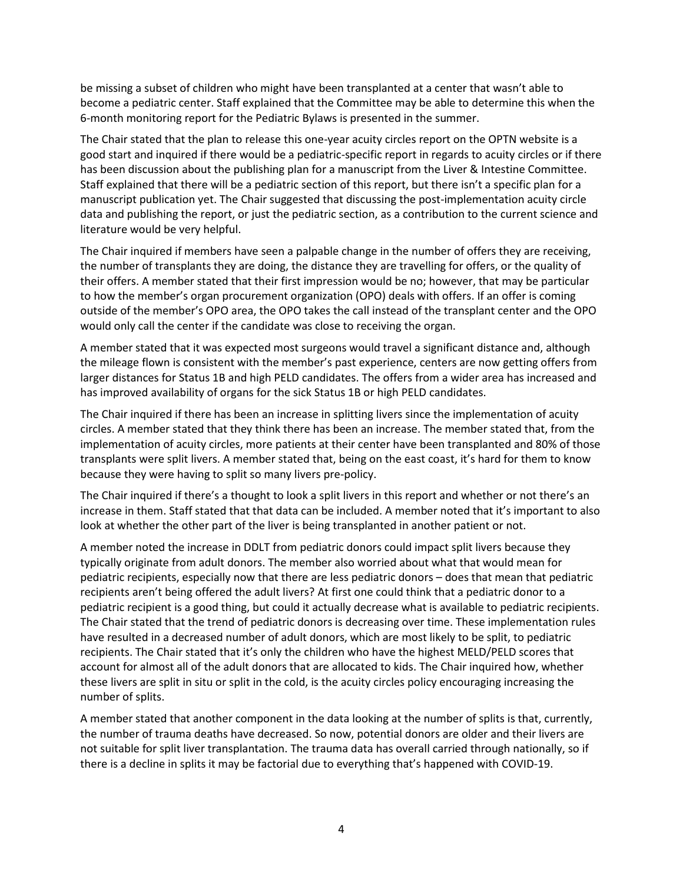be missing a subset of children who might have been transplanted at a center that wasn't able to become a pediatric center. Staff explained that the Committee may be able to determine this when the 6-month monitoring report for the Pediatric Bylaws is presented in the summer.

The Chair stated that the plan to release this one-year acuity circles report on the OPTN website is a good start and inquired if there would be a pediatric-specific report in regards to acuity circles or if there has been discussion about the publishing plan for a manuscript from the Liver & Intestine Committee. Staff explained that there will be a pediatric section of this report, but there isn't a specific plan for a manuscript publication yet. The Chair suggested that discussing the post-implementation acuity circle data and publishing the report, or just the pediatric section, as a contribution to the current science and literature would be very helpful.

The Chair inquired if members have seen a palpable change in the number of offers they are receiving, the number of transplants they are doing, the distance they are travelling for offers, or the quality of their offers. A member stated that their first impression would be no; however, that may be particular to how the member's organ procurement organization (OPO) deals with offers. If an offer is coming outside of the member's OPO area, the OPO takes the call instead of the transplant center and the OPO would only call the center if the candidate was close to receiving the organ.

A member stated that it was expected most surgeons would travel a significant distance and, although the mileage flown is consistent with the member's past experience, centers are now getting offers from larger distances for Status 1B and high PELD candidates. The offers from a wider area has increased and has improved availability of organs for the sick Status 1B or high PELD candidates.

The Chair inquired if there has been an increase in splitting livers since the implementation of acuity circles. A member stated that they think there has been an increase. The member stated that, from the implementation of acuity circles, more patients at their center have been transplanted and 80% of those transplants were split livers. A member stated that, being on the east coast, it's hard for them to know because they were having to split so many livers pre-policy.

The Chair inquired if there's a thought to look a split livers in this report and whether or not there's an increase in them. Staff stated that that data can be included. A member noted that it's important to also look at whether the other part of the liver is being transplanted in another patient or not.

A member noted the increase in DDLT from pediatric donors could impact split livers because they typically originate from adult donors. The member also worried about what that would mean for pediatric recipients, especially now that there are less pediatric donors – does that mean that pediatric recipients aren't being offered the adult livers? At first one could think that a pediatric donor to a pediatric recipient is a good thing, but could it actually decrease what is available to pediatric recipients. The Chair stated that the trend of pediatric donors is decreasing over time. These implementation rules have resulted in a decreased number of adult donors, which are most likely to be split, to pediatric recipients. The Chair stated that it's only the children who have the highest MELD/PELD scores that account for almost all of the adult donors that are allocated to kids. The Chair inquired how, whether these livers are split in situ or split in the cold, is the acuity circles policy encouraging increasing the number of splits.

A member stated that another component in the data looking at the number of splits is that, currently, the number of trauma deaths have decreased. So now, potential donors are older and their livers are not suitable for split liver transplantation. The trauma data has overall carried through nationally, so if there is a decline in splits it may be factorial due to everything that's happened with COVID-19.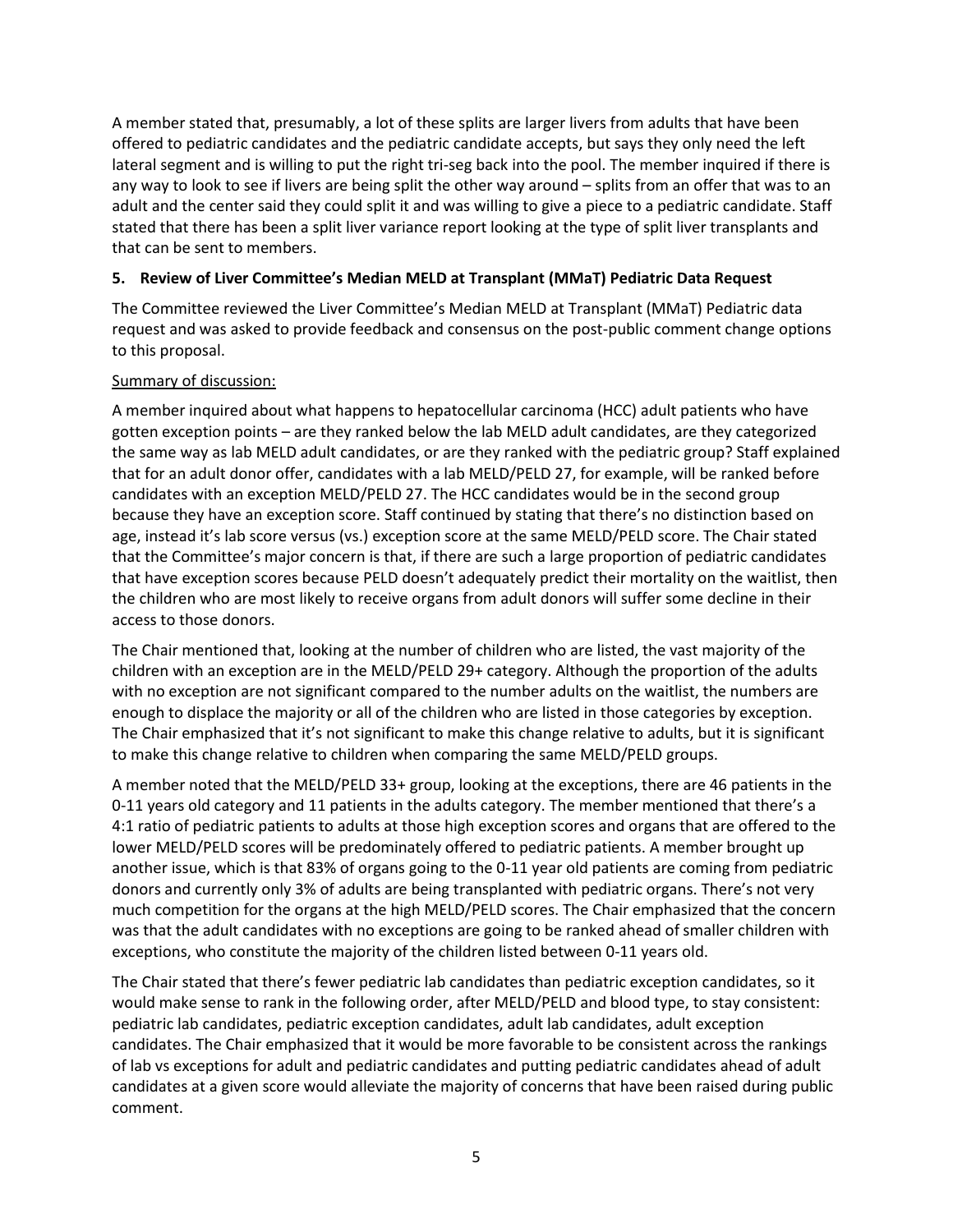A member stated that, presumably, a lot of these splits are larger livers from adults that have been offered to pediatric candidates and the pediatric candidate accepts, but says they only need the left lateral segment and is willing to put the right tri-seg back into the pool. The member inquired if there is any way to look to see if livers are being split the other way around – splits from an offer that was to an adult and the center said they could split it and was willing to give a piece to a pediatric candidate. Staff stated that there has been a split liver variance report looking at the type of split liver transplants and that can be sent to members.

**5. Review of Liver Committee's Median MELD at Transplant (MMaT) Pediatric Data Request**

The Committee reviewed the Liver Committee's Median MELD at Transplant (MMaT) Pediatric data request and was asked to provide feedback and consensus on the post-public comment change options to this proposal.

Summary of discussion:

A member inquired about what happens to hepatocellular carcinoma (HCC) adult patients who have gotten exception points – are they ranked below the lab MELD adult candidates, are they categorized the same way as lab MELD adult candidates, or are they ranked with the pediatric group? Staff explained that for an adult donor offer, candidates with a lab MELD/PELD 27, for example, will be ranked before candidates with an exception MELD/PELD 27. The HCC candidates would be in the second group because they have an exception score. Staff continued by stating that there's no distinction based on age, instead it's lab score versus (vs.) exception score at the same MELD/PELD score. The Chair stated that the Committee's major concern is that, if there are such a large proportion of pediatric candidates that have exception scores because PELD doesn't adequately predict their mortality on the waitlist, then the children who are most likely to receive organs from adult donors will suffer some decline in their access to those donors.

The Chair mentioned that, looking at the number of children who are listed, the vast majority of the children with an exception are in the MELD/PELD 29+ category. Although the proportion of the adults with no exception are not significant compared to the number adults on the waitlist, the numbers are enough to displace the majority or all of the children who are listed in those categories by exception. The Chair emphasized that it's not significant to make this change relative to adults, but it is significant to make this change relative to children when comparing the same MELD/PELD groups.

A member noted that the MELD/PELD 33+ group, looking at the exceptions, there are 46 patients in the 0-11 years old category and 11 patients in the adults category. The member mentioned that there's a 4:1 ratio of pediatric patients to adults at those high exception scores and organs that are offered to the lower MELD/PELD scores will be predominately offered to pediatric patients. A member brought up another issue, which is that 83% of organs going to the 0-11 year old patients are coming from pediatric donors and currently only 3% of adults are being transplanted with pediatric organs. There's not very much competition for the organs at the high MELD/PELD scores. The Chair emphasized that the concern was that the adult candidates with no exceptions are going to be ranked ahead of smaller children with exceptions, who constitute the majority of the children listed between 0-11 years old.

The Chair stated that there's fewer pediatric lab candidates than pediatric exception candidates, so it would make sense to rank in the following order, after MELD/PELD and blood type, to stay consistent: pediatric lab candidates, pediatric exception candidates, adult lab candidates, adult exception candidates. The Chair emphasized that it would be more favorable to be consistent across the rankings of lab vs exceptions for adult and pediatric candidates and putting pediatric candidates ahead of adult candidates at a given score would alleviate the majority of concerns that have been raised during public comment.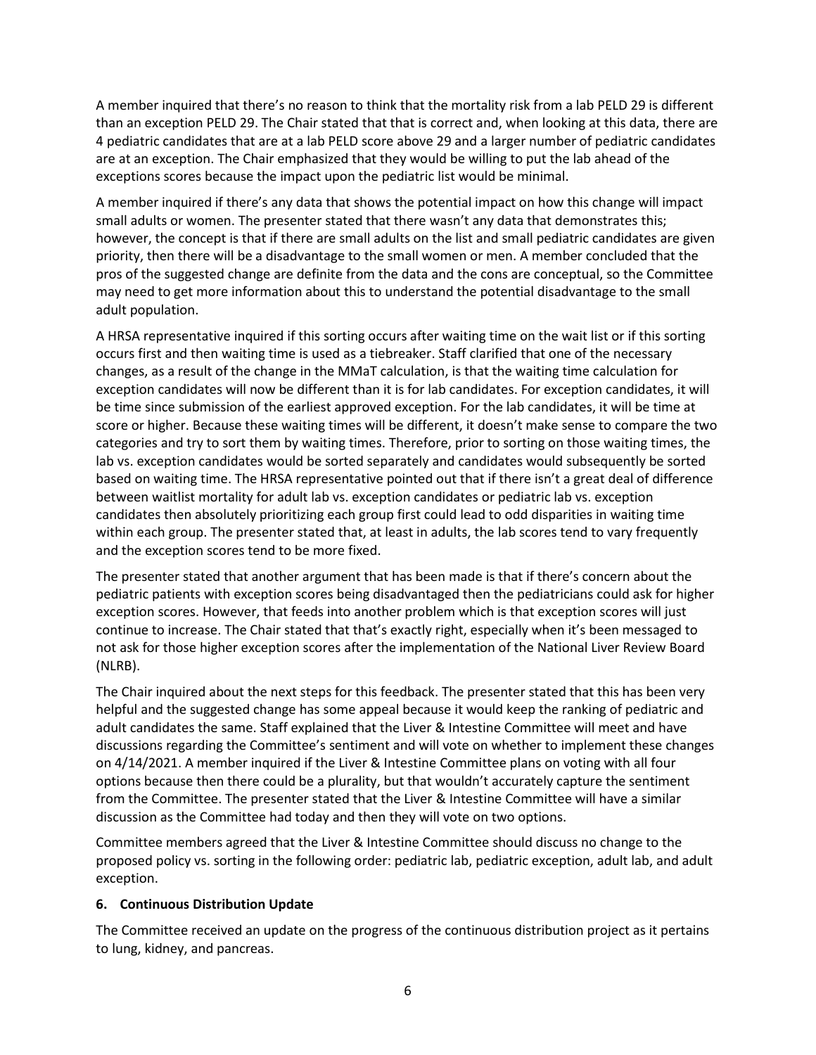A member inquired that there's no reason to think that the mortality risk from a lab PELD 29 is different than an exception PELD 29. The Chair stated that that is correct and, when looking at this data, there are 4 pediatric candidates that are at a lab PELD score above 29 and a larger number of pediatric candidates are at an exception. The Chair emphasized that they would be willing to put the lab ahead of the exceptions scores because the impact upon the pediatric list would be minimal.

A member inquired if there's any data that shows the potential impact on how this change will impact small adults or women. The presenter stated that there wasn't any data that demonstrates this; however, the concept is that if there are small adults on the list and small pediatric candidates are given priority, then there will be a disadvantage to the small women or men. A member concluded that the pros of the suggested change are definite from the data and the cons are conceptual, so the Committee may need to get more information about this to understand the potential disadvantage to the small adult population.

A HRSA representative inquired if this sorting occurs after waiting time on the wait list or if this sorting occurs first and then waiting time is used as a tiebreaker. Staff clarified that one of the necessary changes, as a result of the change in the MMaT calculation, is that the waiting time calculation for exception candidates will now be different than it is for lab candidates. For exception candidates, it will be time since submission of the earliest approved exception. For the lab candidates, it will be time at score or higher. Because these waiting times will be different, it doesn't make sense to compare the two categories and try to sort them by waiting times. Therefore, prior to sorting on those waiting times, the lab vs. exception candidates would be sorted separately and candidates would subsequently be sorted based on waiting time. The HRSA representative pointed out that if there isn't a great deal of difference between waitlist mortality for adult lab vs. exception candidates or pediatric lab vs. exception candidates then absolutely prioritizing each group first could lead to odd disparities in waiting time within each group. The presenter stated that, at least in adults, the lab scores tend to vary frequently and the exception scores tend to be more fixed.

The presenter stated that another argument that has been made is that if there's concern about the pediatric patients with exception scores being disadvantaged then the pediatricians could ask for higher exception scores. However, that feeds into another problem which is that exception scores will just continue to increase. The Chair stated that that's exactly right, especially when it's been messaged to not ask for those higher exception scores after the implementation of the National Liver Review Board (NLRB).

The Chair inquired about the next steps for this feedback. The presenter stated that this has been very helpful and the suggested change has some appeal because it would keep the ranking of pediatric and adult candidates the same. Staff explained that the Liver & Intestine Committee will meet and have discussions regarding the Committee's sentiment and will vote on whether to implement these changes on 4/14/2021. A member inquired if the Liver & Intestine Committee plans on voting with all four options because then there could be a plurality, but that wouldn't accurately capture the sentiment from the Committee. The presenter stated that the Liver & Intestine Committee will have a similar discussion as the Committee had today and then they will vote on two options.

Committee members agreed that the Liver & Intestine Committee should discuss no change to the proposed policy vs. sorting in the following order: pediatric lab, pediatric exception, adult lab, and adult exception.

**6. Continuous Distribution Update**

The Committee received an update on the progress of the continuous distribution project as it pertains to lung, kidney, and pancreas.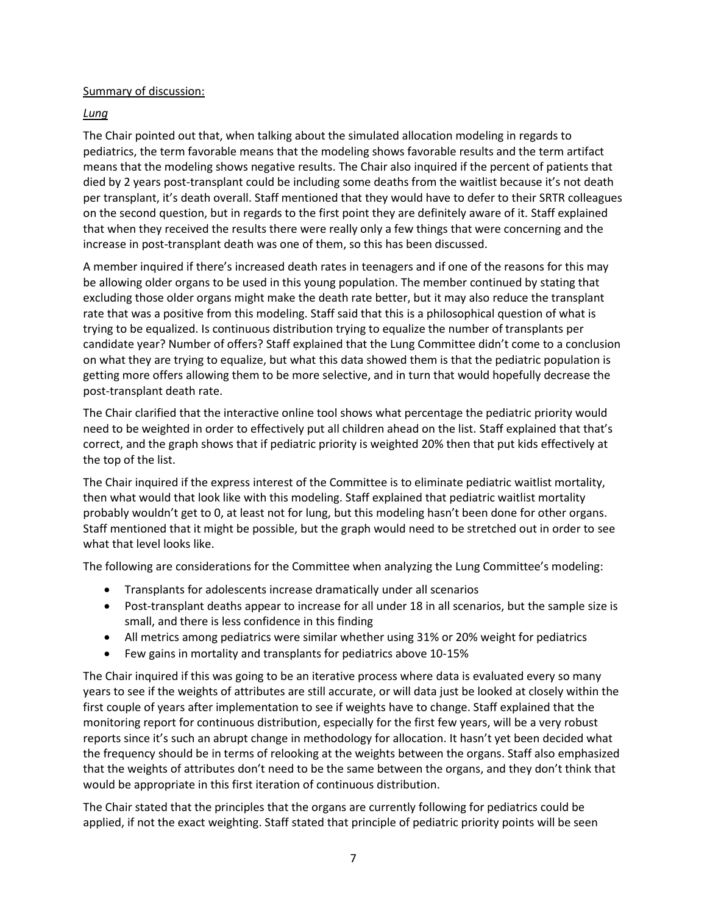Summary of discussion:

*Lung*

The Chair pointed out that, when talking about the simulated allocation modeling in regards to pediatrics, the term favorable means that the modeling shows favorable results and the term artifact means that the modeling shows negative results. The Chair also inquired if the percent of patients that died by 2 years post-transplant could be including some deaths from the waitlist because it's not death per transplant, it's death overall. Staff mentioned that they would have to defer to their SRTR colleagues on the second question, but in regards to the first point they are definitely aware of it. Staff explained that when they received the results there were really only a few things that were concerning and the increase in post-transplant death was one of them, so this has been discussed.

A member inquired if there's increased death rates in teenagers and if one of the reasons for this may be allowing older organs to be used in this young population. The member continued by stating that excluding those older organs might make the death rate better, but it may also reduce the transplant rate that was a positive from this modeling. Staff said that this is a philosophical question of what is trying to be equalized. Is continuous distribution trying to equalize the number of transplants per candidate year? Number of offers? Staff explained that the Lung Committee didn't come to a conclusion on what they are trying to equalize, but what this data showed them is that the pediatric population is getting more offers allowing them to be more selective, and in turn that would hopefully decrease the post-transplant death rate.

The Chair clarified that the interactive online tool shows what percentage the pediatric priority would need to be weighted in order to effectively put all children ahead on the list. Staff explained that that's correct, and the graph shows that if pediatric priority is weighted 20% then that put kids effectively at the top of the list.

The Chair inquired if the express interest of the Committee is to eliminate pediatric waitlist mortality, then what would that look like with this modeling. Staff explained that pediatric waitlist mortality probably wouldn't get to 0, at least not for lung, but this modeling hasn't been done for other organs. Staff mentioned that it might be possible, but the graph would need to be stretched out in order to see what that level looks like.

The following are considerations for the Committee when analyzing the Lung Committee's modeling:

- Transplants for adolescents increase dramatically under all scenarios
- Post-transplant deaths appear to increase for all under 18 in all scenarios, but the sample size is small, and there is less confidence in this finding
- All metrics among pediatrics were similar whether using 31% or 20% weight for pediatrics
- Few gains in mortality and transplants for pediatrics above 10-15%

The Chair inquired if this was going to be an iterative process where data is evaluated every so many years to see if the weights of attributes are still accurate, or will data just be looked at closely within the first couple of years after implementation to see if weights have to change. Staff explained that the monitoring report for continuous distribution, especially for the first few years, will be a very robust reports since it's such an abrupt change in methodology for allocation. It hasn't yet been decided what the frequency should be in terms of relooking at the weights between the organs. Staff also emphasized that the weights of attributes don't need to be the same between the organs, and they don't think that would be appropriate in this first iteration of continuous distribution.

The Chair stated that the principles that the organs are currently following for pediatrics could be applied, if not the exact weighting. Staff stated that principle of pediatric priority points will be seen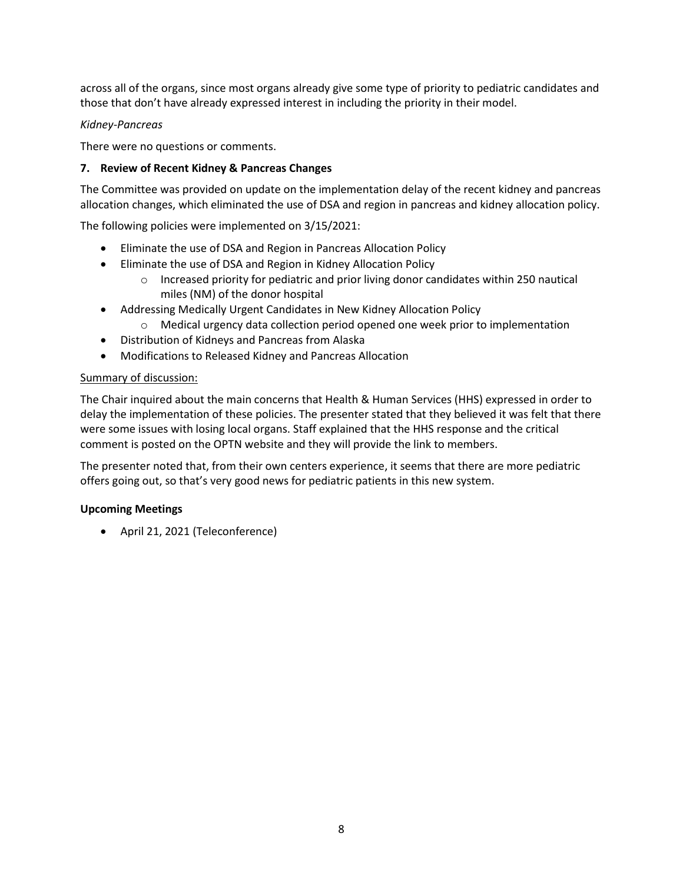across all of the organs, since most organs already give some type of priority to pediatric candidates and those that don't have already expressed interest in including the priority in their model.

*Kidney-Pancreas*

There were no questions or comments.

**7. Review of Recent Kidney & Pancreas Changes**

The Committee was provided on update on the implementation delay of the recent kidney and pancreas allocation changes, which eliminated the use of DSA and region in pancreas and kidney allocation policy.

The following policies were implemented on 3/15/2021:

- Eliminate the use of DSA and Region in Pancreas Allocation Policy
- Eliminate the use of DSA and Region in Kidney Allocation Policy
  - Increased priority for pediatric and prior living donor candidates within 250 nautical miles (NM) of the donor hospital
- Addressing Medically Urgent Candidates in New Kidney Allocation Policy
  - Medical urgency data collection period opened one week prior to implementation
- Distribution of Kidneys and Pancreas from Alaska
- Modifications to Released Kidney and Pancreas Allocation

Summary of discussion:

The Chair inquired about the main concerns that Health & Human Services (HHS) expressed in order to delay the implementation of these policies. The presenter stated that they believed it was felt that there were some issues with losing local organs. Staff explained that the HHS response and the critical comment is posted on the OPTN website and they will provide the link to members.

The presenter noted that, from their own centers experience, it seems that there are more pediatric offers going out, so that's very good news for pediatric patients in this new system.

**Upcoming Meetings**

- April 21, 2021 (Teleconference)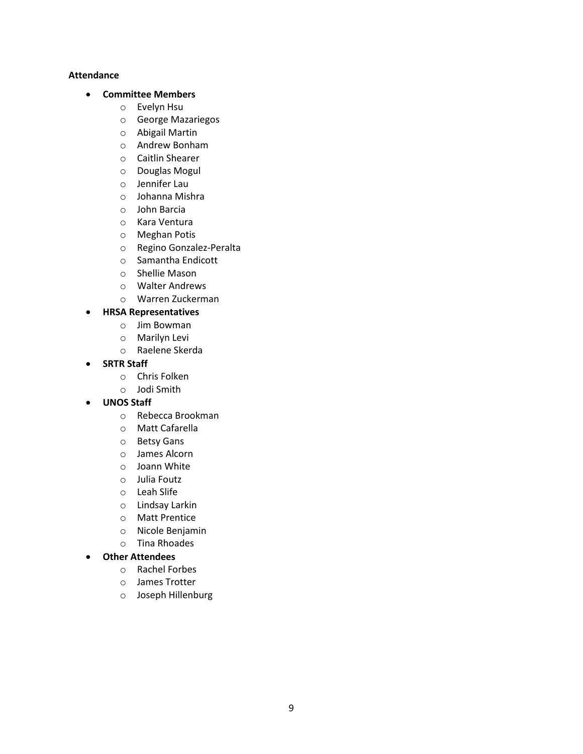**Attendance**

- **Committee Members**
    - Evelyn Hsu
    - George Mazariegos
    - Abigail Martin
    - Andrew Bonham
    - Caitlin Shearer
    - Douglas Mogul
    - Jennifer Lau
    - Johanna Mishra
    - John Barcia
    - Kara Ventura
    - Meghan Potis
    - Regino Gonzalez-Peralta
    - Samantha Endicott
    - Shellie Mason
    - Walter Andrews
    - Warren Zuckerman
- **HRSA Representatives**
    - Jim Bowman
    - Marilyn Levi
    - Raelene Skerda
- **SRTR Staff**
    - Chris Folken
    - Jodi Smith
- **UNOS Staff**
    - Rebecca Brookman
    - Matt Cafarella
    - Betsy Gans
    - James Alcorn
    - Joann White
    - Julia Foutz
    - Leah Slife
    - Lindsay Larkin
    - Matt Prentice
    - Nicole Benjamin
    - Tina Rhoades
- **Other Attendees**
    - Rachel Forbes
    - James Trotter
    - Joseph Hillenburg